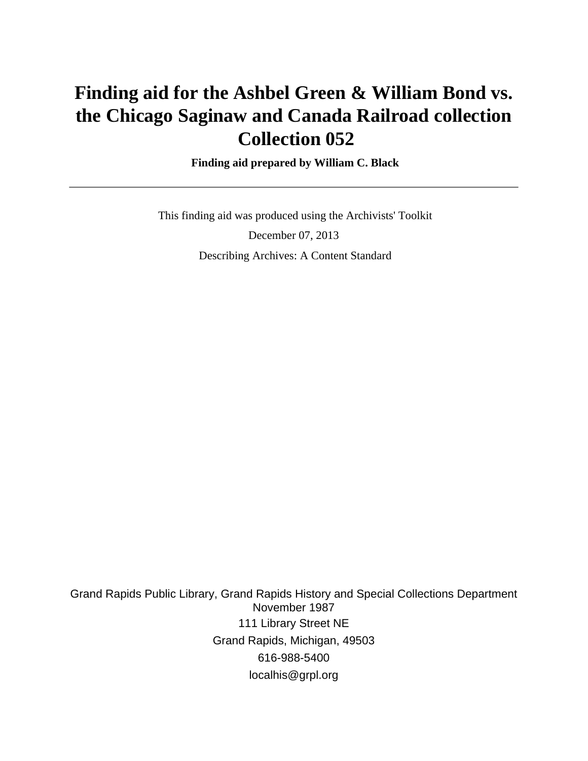# Finding aid for the Ashbel Green & William Bond vs. the Chicago Saginaw and Canada Railroad collection Collection 052

**Finding aid prepared by William C. Black**

---

This finding aid was produced using the Archivists' Toolkit

December 07, 2013

Describing Archives: A Content Standard

Grand Rapids Public Library, Grand Rapids History and Special Collections Department
November 1987

111 Library Street NE

Grand Rapids, Michigan, 49503

616-988-5400

localhis@grpl.org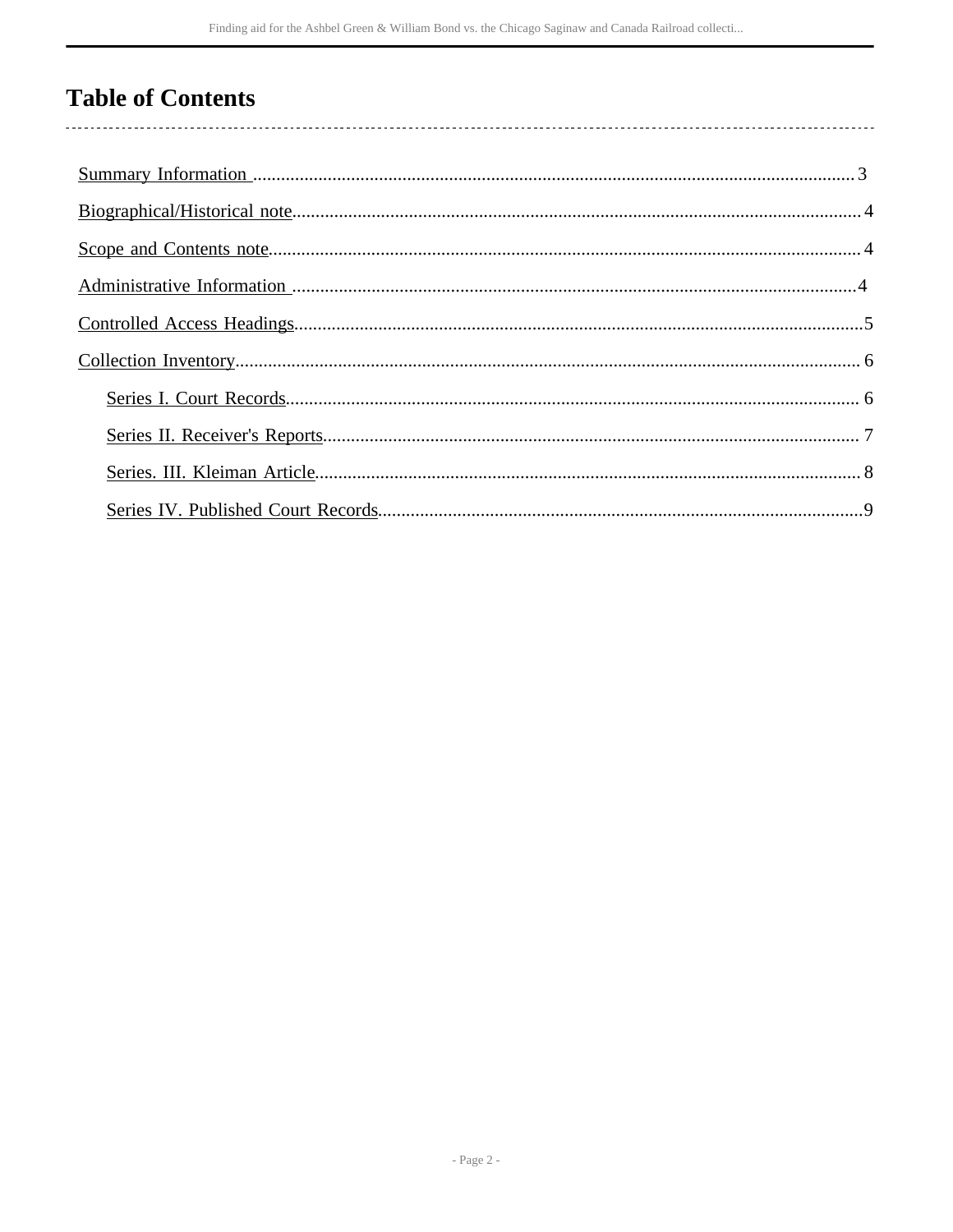# Table of Contents

- Summary Information ....................................................... 3
- Biographical/Historical note ........................................... 4
- Scope and Contents note ................................................. 4
- Administrative Information ............................................. 4
- Controlled Access Headings ............................................. 5
- Collection Inventory ........................................................ 6
  - Series I. Court Records ............................................... 6
  - Series II. Receiver's Reports ........................................ 7
  - Series. III. Kleiman Article .......................................... 8
  - Series IV. Published Court Records ................................ 9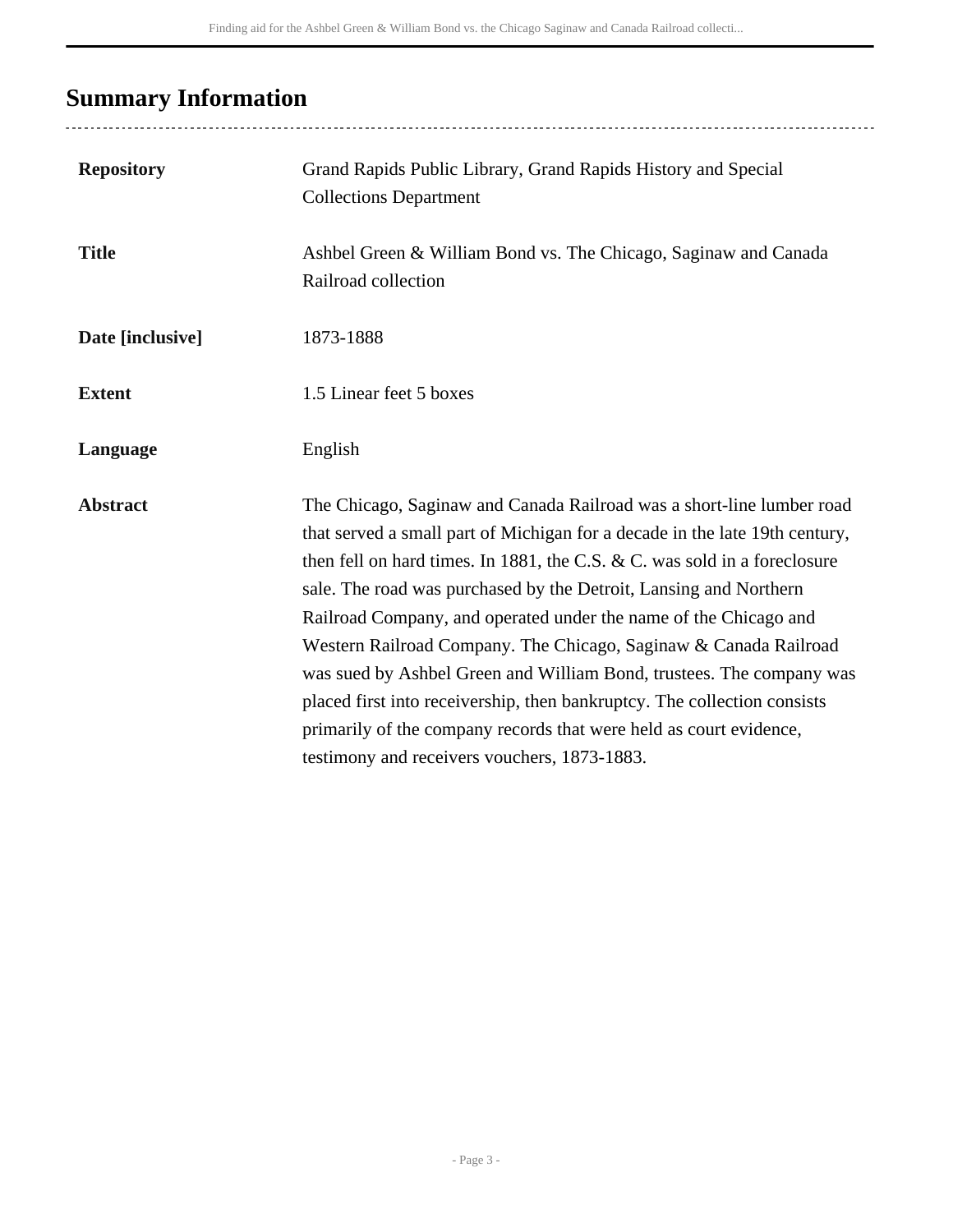## Summary Information

| | |
|---|---|
| **Repository** | Grand Rapids Public Library, Grand Rapids History and Special Collections Department |
| **Title** | Ashbel Green & William Bond vs. The Chicago, Saginaw and Canada Railroad collection |
| **Date [inclusive]** | 1873-1888 |
| **Extent** | 1.5 Linear feet 5 boxes |
| **Language** | English |
| **Abstract** | The Chicago, Saginaw and Canada Railroad was a short-line lumber road that served a small part of Michigan for a decade in the late 19th century, then fell on hard times. In 1881, the C.S. & C. was sold in a foreclosure sale. The road was purchased by the Detroit, Lansing and Northern Railroad Company, and operated under the name of the Chicago and Western Railroad Company. The Chicago, Saginaw & Canada Railroad was sued by Ashbel Green and William Bond, trustees. The company was placed first into receivership, then bankruptcy. The collection consists primarily of the company records that were held as court evidence, testimony and receivers vouchers, 1873-1883. |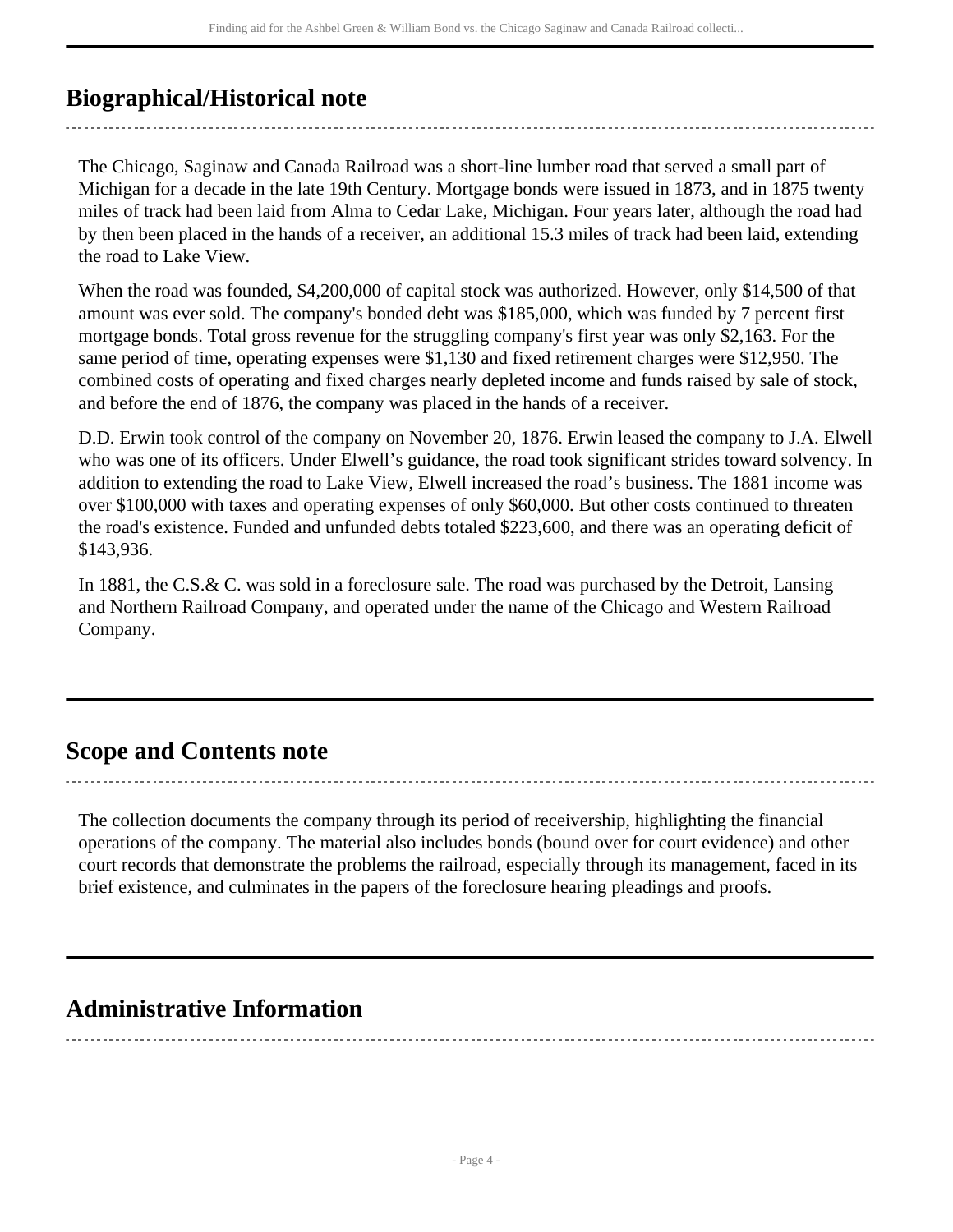## Biographical/Historical note

The Chicago, Saginaw and Canada Railroad was a short-line lumber road that served a small part of Michigan for a decade in the late 19th Century. Mortgage bonds were issued in 1873, and in 1875 twenty miles of track had been laid from Alma to Cedar Lake, Michigan. Four years later, although the road had by then been placed in the hands of a receiver, an additional 15.3 miles of track had been laid, extending the road to Lake View.

When the road was founded, $4,200,000 of capital stock was authorized. However, only $14,500 of that amount was ever sold. The company's bonded debt was $185,000, which was funded by 7 percent first mortgage bonds. Total gross revenue for the struggling company's first year was only $2,163. For the same period of time, operating expenses were $1,130 and fixed retirement charges were $12,950. The combined costs of operating and fixed charges nearly depleted income and funds raised by sale of stock, and before the end of 1876, the company was placed in the hands of a receiver.

D.D. Erwin took control of the company on November 20, 1876. Erwin leased the company to J.A. Elwell who was one of its officers. Under Elwell's guidance, the road took significant strides toward solvency. In addition to extending the road to Lake View, Elwell increased the road's business. The 1881 income was over $100,000 with taxes and operating expenses of only $60,000. But other costs continued to threaten the road's existence. Funded and unfunded debts totaled $223,600, and there was an operating deficit of $143,936.

In 1881, the C.S.& C. was sold in a foreclosure sale. The road was purchased by the Detroit, Lansing and Northern Railroad Company, and operated under the name of the Chicago and Western Railroad Company.

## Scope and Contents note

The collection documents the company through its period of receivership, highlighting the financial operations of the company. The material also includes bonds (bound over for court evidence) and other court records that demonstrate the problems the railroad, especially through its management, faced in its brief existence, and culminates in the papers of the foreclosure hearing pleadings and proofs.

## Administrative Information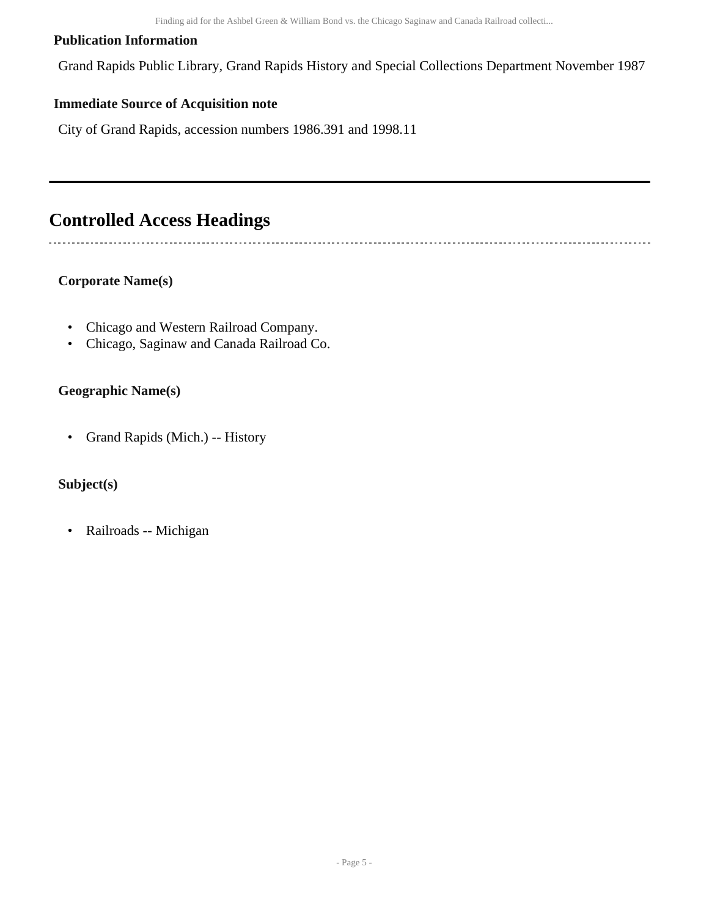### Publication Information

Grand Rapids Public Library, Grand Rapids History and Special Collections Department November 1987

### Immediate Source of Acquisition note

City of Grand Rapids, accession numbers 1986.391 and 1998.11

## Controlled Access Headings

### Corporate Name(s)

- Chicago and Western Railroad Company.
- Chicago, Saginaw and Canada Railroad Co.

### Geographic Name(s)

- Grand Rapids (Mich.) -- History

### Subject(s)

- Railroads -- Michigan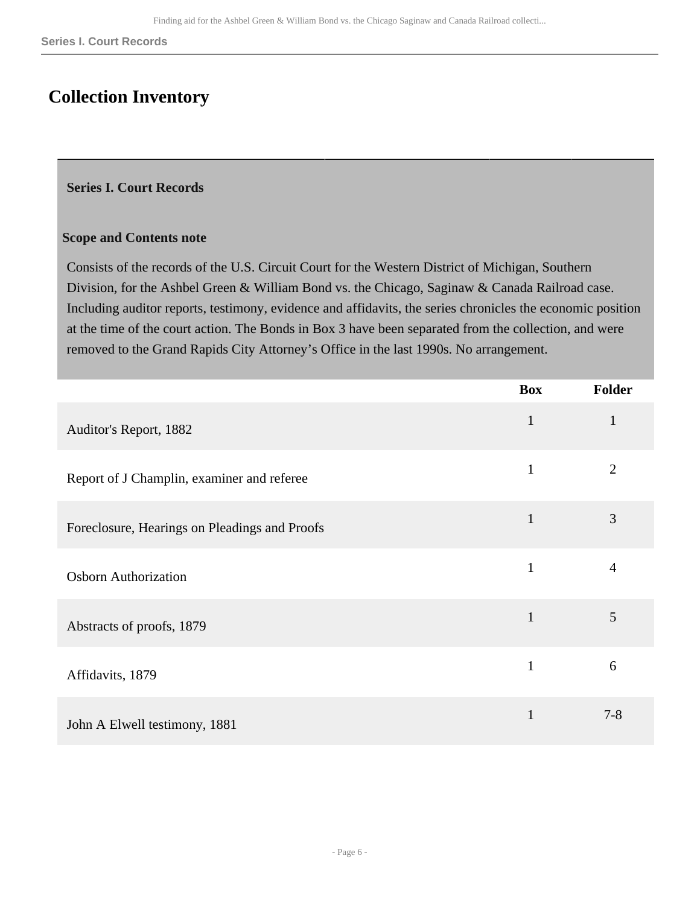# Collection Inventory

## Series I. Court Records

### Scope and Contents note

Consists of the records of the U.S. Circuit Court for the Western District of Michigan, Southern Division, for the Ashbel Green & William Bond vs. the Chicago, Saginaw & Canada Railroad case. Including auditor reports, testimony, evidence and affidavits, the series chronicles the economic position at the time of the court action. The Bonds in Box 3 have been separated from the collection, and were removed to the Grand Rapids City Attorney's Office in the last 1990s. No arrangement.

| | Box | Folder |
|---|---|---|
| Auditor's Report, 1882 | 1 | 1 |
| Report of J Champlin, examiner and referee | 1 | 2 |
| Foreclosure, Hearings on Pleadings and Proofs | 1 | 3 |
| Osborn Authorization | 1 | 4 |
| Abstracts of proofs, 1879 | 1 | 5 |
| Affidavits, 1879 | 1 | 6 |
| John A Elwell testimony, 1881 | 1 | 7-8 |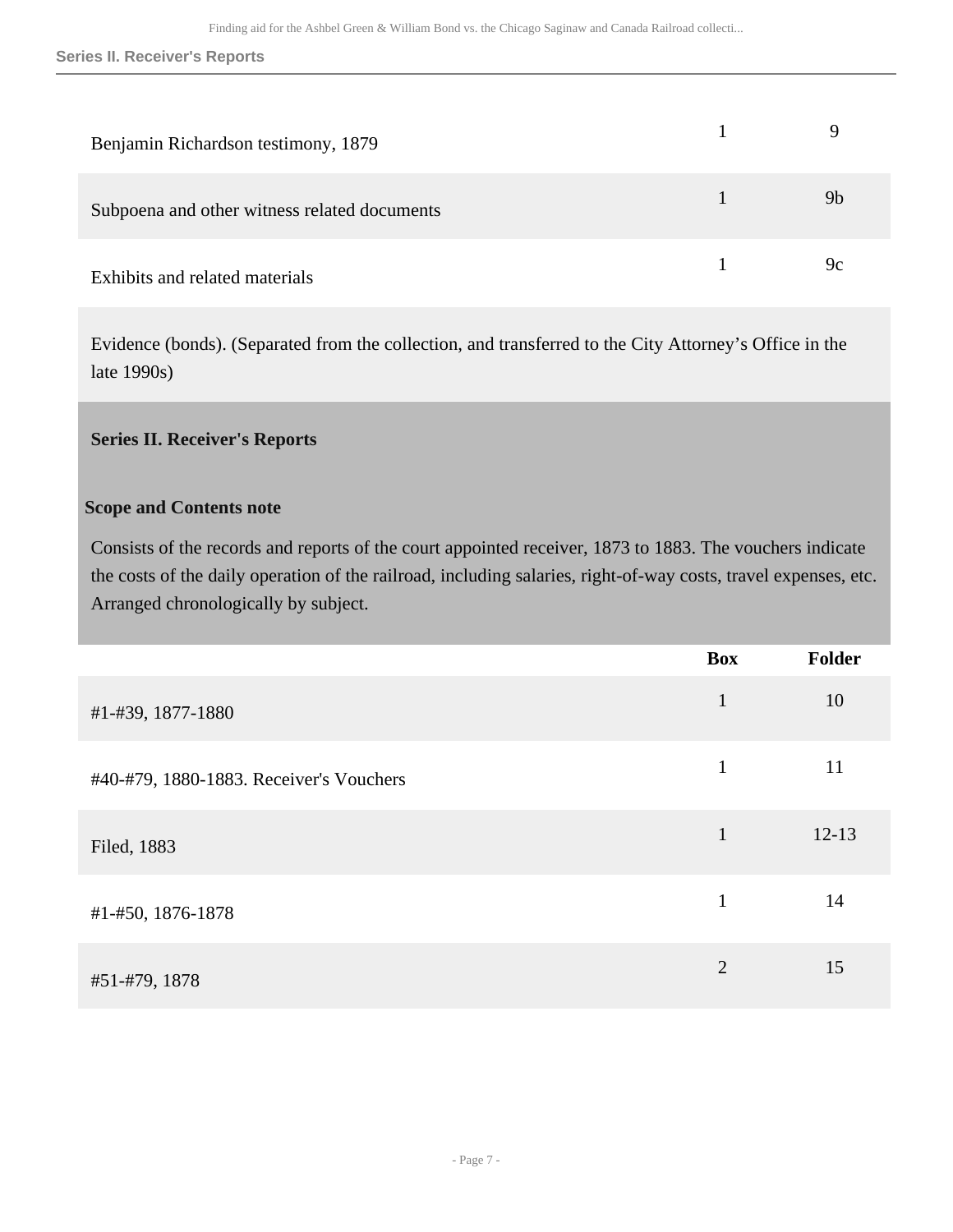| | Box | Folder |
|---|---|---|
| Benjamin Richardson testimony, 1879 | 1 | 9 |
| Subpoena and other witness related documents | 1 | 9b |
| Exhibits and related materials | 1 | 9c |

Evidence (bonds). (Separated from the collection, and transferred to the City Attorney’s Office in the late 1990s)

## Series II. Receiver's Reports

### Scope and Contents note

Consists of the records and reports of the court appointed receiver, 1873 to 1883. The vouchers indicate the costs of the daily operation of the railroad, including salaries, right-of-way costs, travel expenses, etc. Arranged chronologically by subject.

| | Box | Folder |
|---|---|---|
| #1-#39, 1877-1880 | 1 | 10 |
| #40-#79, 1880-1883. Receiver's Vouchers | 1 | 11 |
| Filed, 1883 | 1 | 12-13 |
| #1-#50, 1876-1878 | 1 | 14 |
| #51-#79, 1878 | 2 | 15 |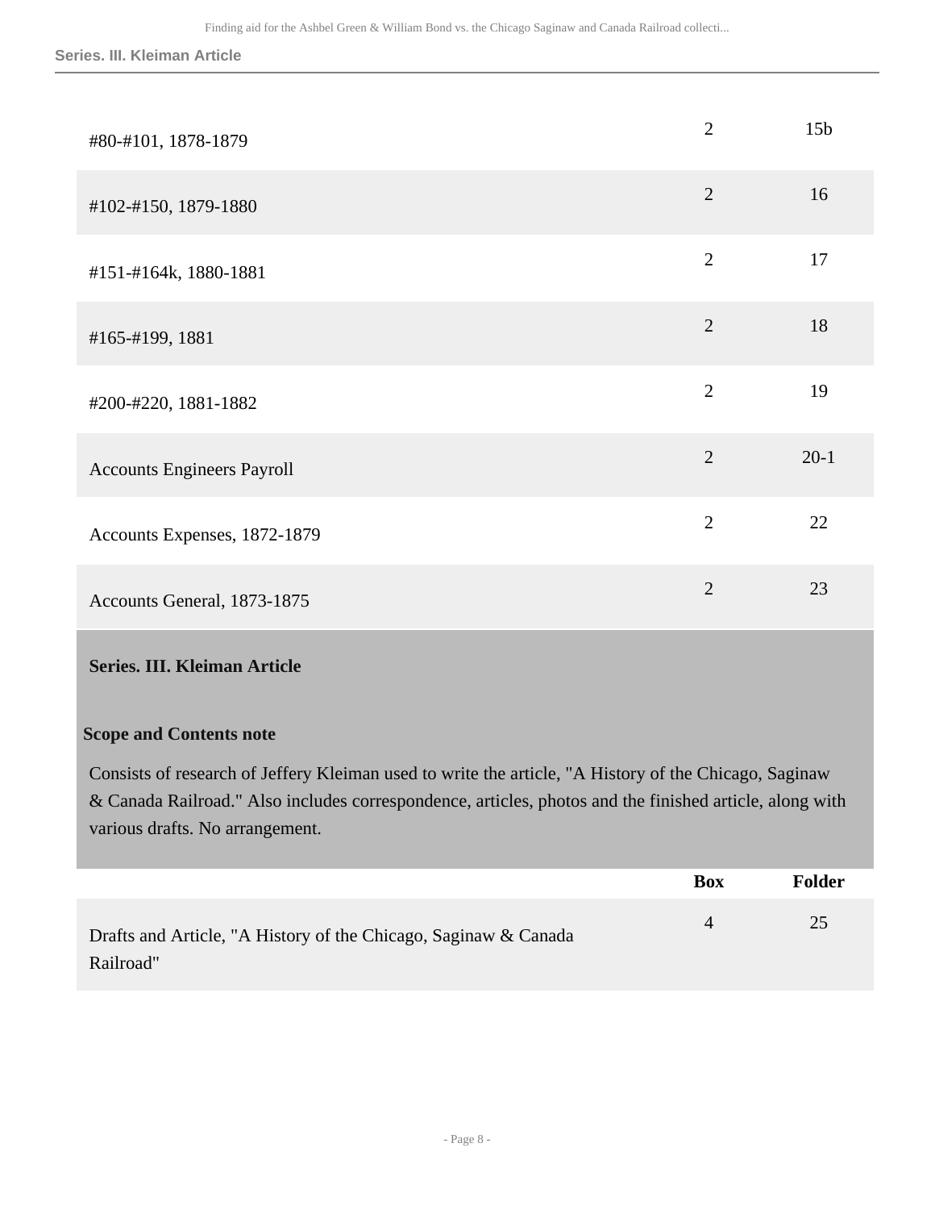| | Box | Folder |
|---|---|---|
| #80-#101, 1878-1879 | 2 | 15b |
| #102-#150, 1879-1880 | 2 | 16 |
| #151-#164k, 1880-1881 | 2 | 17 |
| #165-#199, 1881 | 2 | 18 |
| #200-#220, 1881-1882 | 2 | 19 |
| Accounts Engineers Payroll | 2 | 20-1 |
| Accounts Expenses, 1872-1879 | 2 | 22 |
| Accounts General, 1873-1875 | 2 | 23 |

## Series. III. Kleiman Article

### Scope and Contents note

Consists of research of Jeffery Kleiman used to write the article, "A History of the Chicago, Saginaw & Canada Railroad." Also includes correspondence, articles, photos and the finished article, along with various drafts. No arrangement.

| | Box | Folder |
|---|---|---|
| Drafts and Article, "A History of the Chicago, Saginaw & Canada Railroad" | 4 | 25 |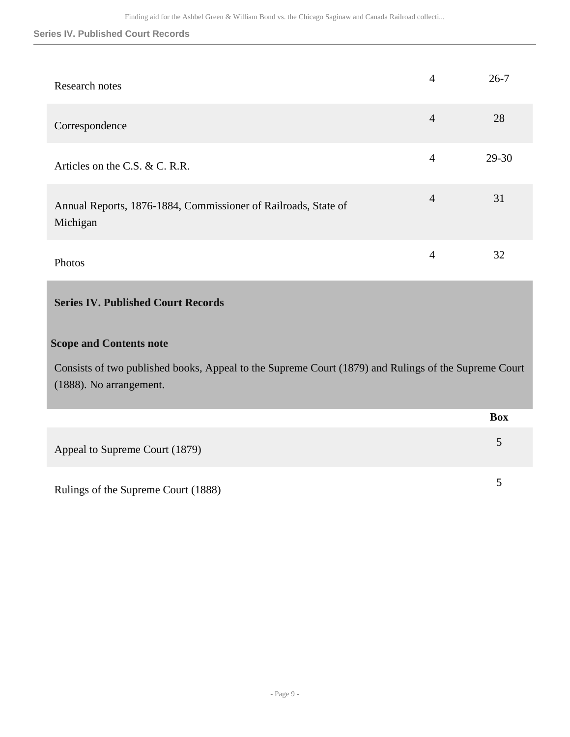| | | |
|---|---|---|
| Research notes | 4 | 26-7 |
| Correspondence | 4 | 28 |
| Articles on the C.S. & C. R.R. | 4 | 29-30 |
| Annual Reports, 1876-1884, Commissioner of Railroads, State of Michigan | 4 | 31 |
| Photos | 4 | 32 |

## Series IV. Published Court Records

### Scope and Contents note

Consists of two published books, Appeal to the Supreme Court (1879) and Rulings of the Supreme Court (1888). No arrangement.

| | Box |
|---|---|
| Appeal to Supreme Court (1879) | 5 |
| Rulings of the Supreme Court (1888) | 5 |